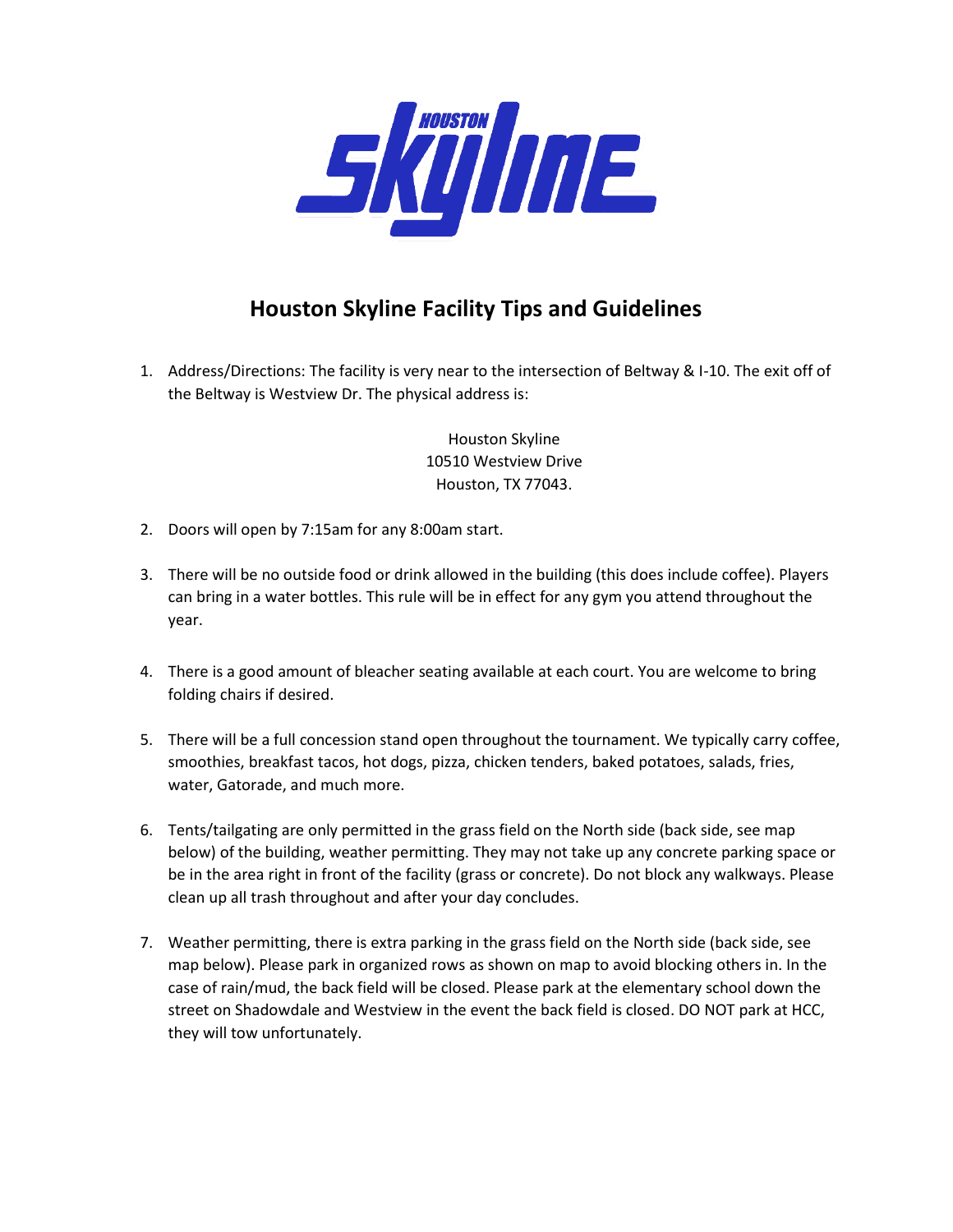# Houston Skyline Facility Tips and Guidelines

1. Address/Directions: The facility is very near to the intersection of Beltway & I-10. The exit off of the Beltway is Westview Dr. The physical address is:

   Houston Skyline
   10510 Westview Drive
   Houston, TX 77043.

2. Doors will open by 7:15am for any 8:00am start.

3. There will be no outside food or drink allowed in the building (this does include coffee). Players can bring in a water bottles. This rule will be in effect for any gym you attend throughout the year.

4. There is a good amount of bleacher seating available at each court. You are welcome to bring folding chairs if desired.

5. There will be a full concession stand open throughout the tournament. We typically carry coffee, smoothies, breakfast tacos, hot dogs, pizza, chicken tenders, baked potatoes, salads, fries, water, Gatorade, and much more.

6. Tents/tailgating are only permitted in the grass field on the North side (back side, see map below) of the building, weather permitting. They may not take up any concrete parking space or be in the area right in front of the facility (grass or concrete). Do not block any walkways. Please clean up all trash throughout and after your day concludes.

7. Weather permitting, there is extra parking in the grass field on the North side (back side, see map below). Please park in organized rows as shown on map to avoid blocking others in. In the case of rain/mud, the back field will be closed. Please park at the elementary school down the street on Shadowdale and Westview in the event the back field is closed. DO NOT park at HCC, they will tow unfortunately.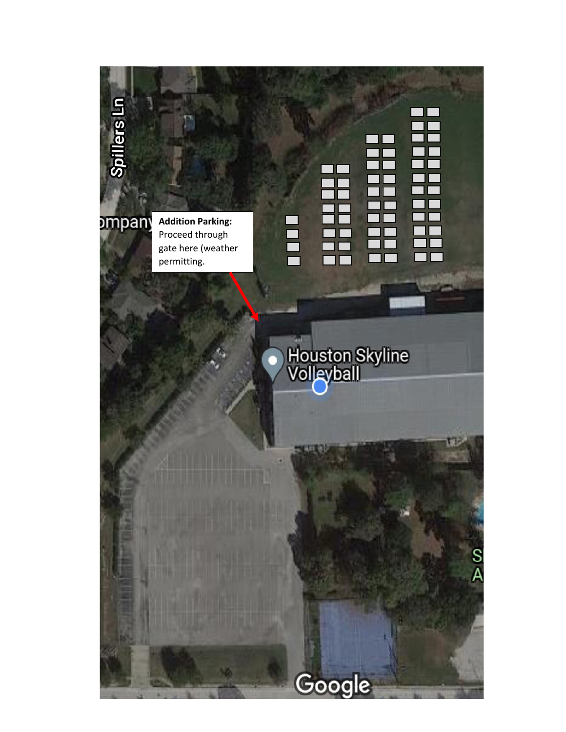**Addition Parking:** Proceed through gate here (weather permitting.

Spillers Ln

ompany

Houston Skyline Volleyball

Google